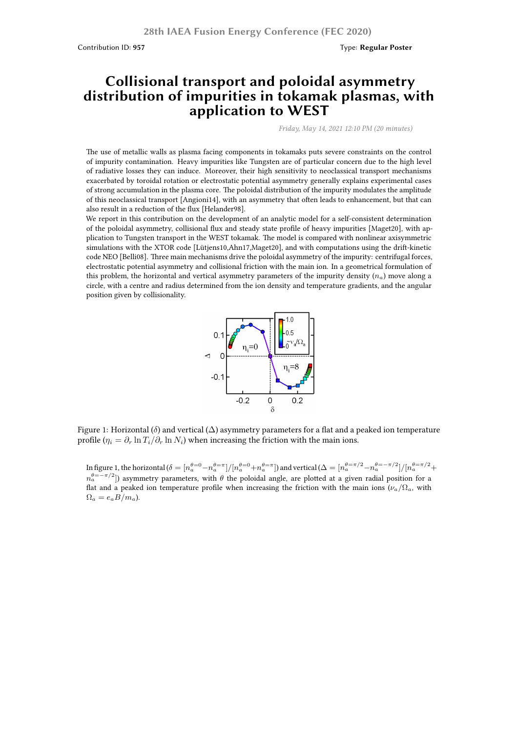Contribution ID: **957**

Type: **Regular Poster**

# Collisional transport and poloidal asymmetry distribution of impurities in tokamak plasmas, with application to WEST

*Friday, May 14, 2021 12:10 PM (20 minutes)*

The use of metallic walls as plasma facing components in tokamaks puts severe constraints on the control of impurity contamination. Heavy impurities like Tungsten are of particular concern due to the high level of radiative losses they can induce. Moreover, their high sensitivity to neoclassical transport mechanisms exacerbated by toroidal rotation or electrostatic potential asymmetry generally explains experimental cases of strong accumulation in the plasma core. The poloidal distribution of the impurity modulates the amplitude of this neoclassical transport [Angioni14], with an asymmetry that often leads to enhancement, but that can also result in a reduction of the flux [Helander98].

We report in this contribution on the development of an analytic model for a self-consistent determination of the poloidal asymmetry, collisional flux and steady state profile of heavy impurities [Maget20], with application to Tungsten transport in the WEST tokamak. The model is compared with nonlinear axisymmetric simulations with the XTOR code [Lütjens10,Ahn17,Maget20], and with computations using the drift-kinetic code NEO [Belli08]. Three main mechanisms drive the poloidal asymmetry of the impurity: centrifugal forces, electrostatic potential asymmetry and collisional friction with the main ion. In a geometrical formulation of this problem, the horizontal and vertical asymmetry parameters of the impurity density ($n_a$) move along a circle, with a centre and radius determined from the ion density and temperature gradients, and the angular position given by collisionality.

Figure 1: Horizontal ($\delta$) and vertical ($\Delta$) asymmetry parameters for a flat and a peaked ion temperature profile ($\eta_i = \partial_r \ln T_i / \partial_r \ln N_i$) when increasing the friction with the main ions.

In figure 1, the horizontal ($\delta = [n_a^{\theta=0} - n_a^{\theta=\pi}]/[n_a^{\theta=0} + n_a^{\theta=\pi}]$) and vertical ($\Delta = [n_a^{\theta=\pi/2} - n_a^{\theta=-\pi/2}]/[n_a^{\theta=\pi/2} + n_a^{\theta=-\pi/2}]$) asymmetry parameters, with $\theta$ the poloidal angle, are plotted at a given radial position for a flat and a peaked ion temperature profile when increasing the friction with the main ions ($\nu_a/\Omega_a$, with $\Omega_a = e_a B/m_a$).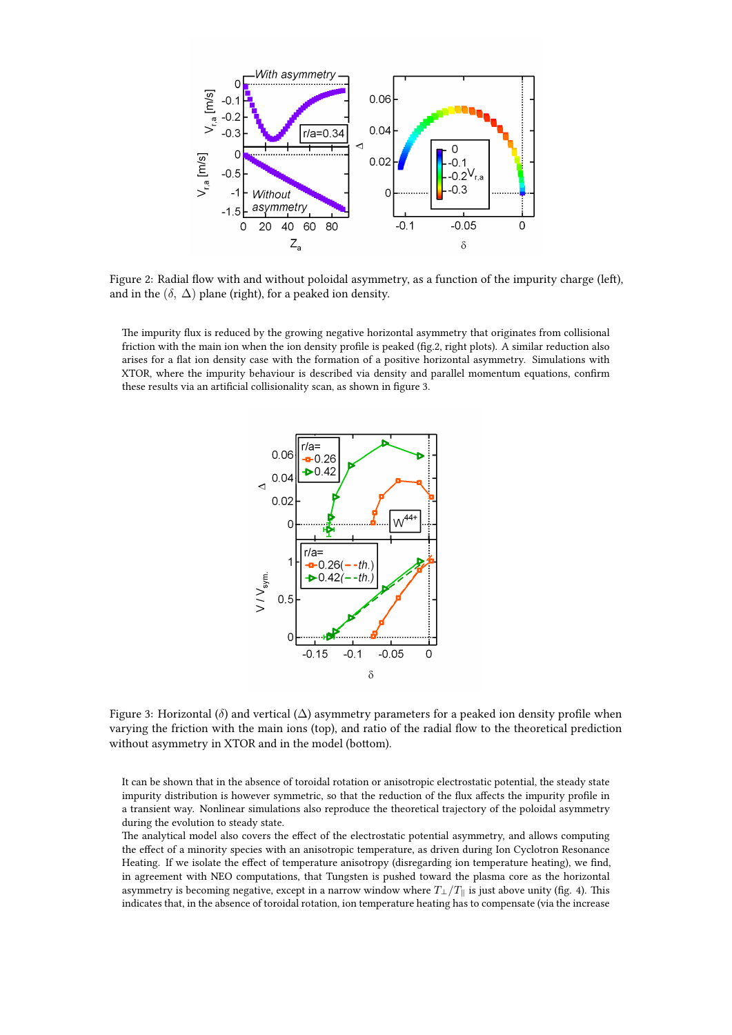Figure 2: Radial flow with and without poloidal asymmetry, as a function of the impurity charge (left), and in the $(\delta,\ \Delta)$ plane (right), for a peaked ion density.

The impurity flux is reduced by the growing negative horizontal asymmetry that originates from collisional friction with the main ion when the ion density profile is peaked (fig.2, right plots). A similar reduction also arises for a flat ion density case with the formation of a positive horizontal asymmetry. Simulations with XTOR, where the impurity behaviour is described via density and parallel momentum equations, confirm these results via an artificial collisionality scan, as shown in figure 3.

Figure 3: Horizontal $(\delta)$ and vertical $(\Delta)$ asymmetry parameters for a peaked ion density profile when varying the friction with the main ions (top), and ratio of the radial flow to the theoretical prediction without asymmetry in XTOR and in the model (bottom).

It can be shown that in the absence of toroidal rotation or anisotropic electrostatic potential, the steady state impurity distribution is however symmetric, so that the reduction of the flux affects the impurity profile in a transient way. Nonlinear simulations also reproduce the theoretical trajectory of the poloidal asymmetry during the evolution to steady state.

The analytical model also covers the effect of the electrostatic potential asymmetry, and allows computing the effect of a minority species with an anisotropic temperature, as driven during Ion Cyclotron Resonance Heating. If we isolate the effect of temperature anisotropy (disregarding ion temperature heating), we find, in agreement with NEO computations, that Tungsten is pushed toward the plasma core as the horizontal asymmetry is becoming negative, except in a narrow window where $T_\perp/T_\parallel$ is just above unity (fig. 4). This indicates that, in the absence of toroidal rotation, ion temperature heating has to compensate (via the increase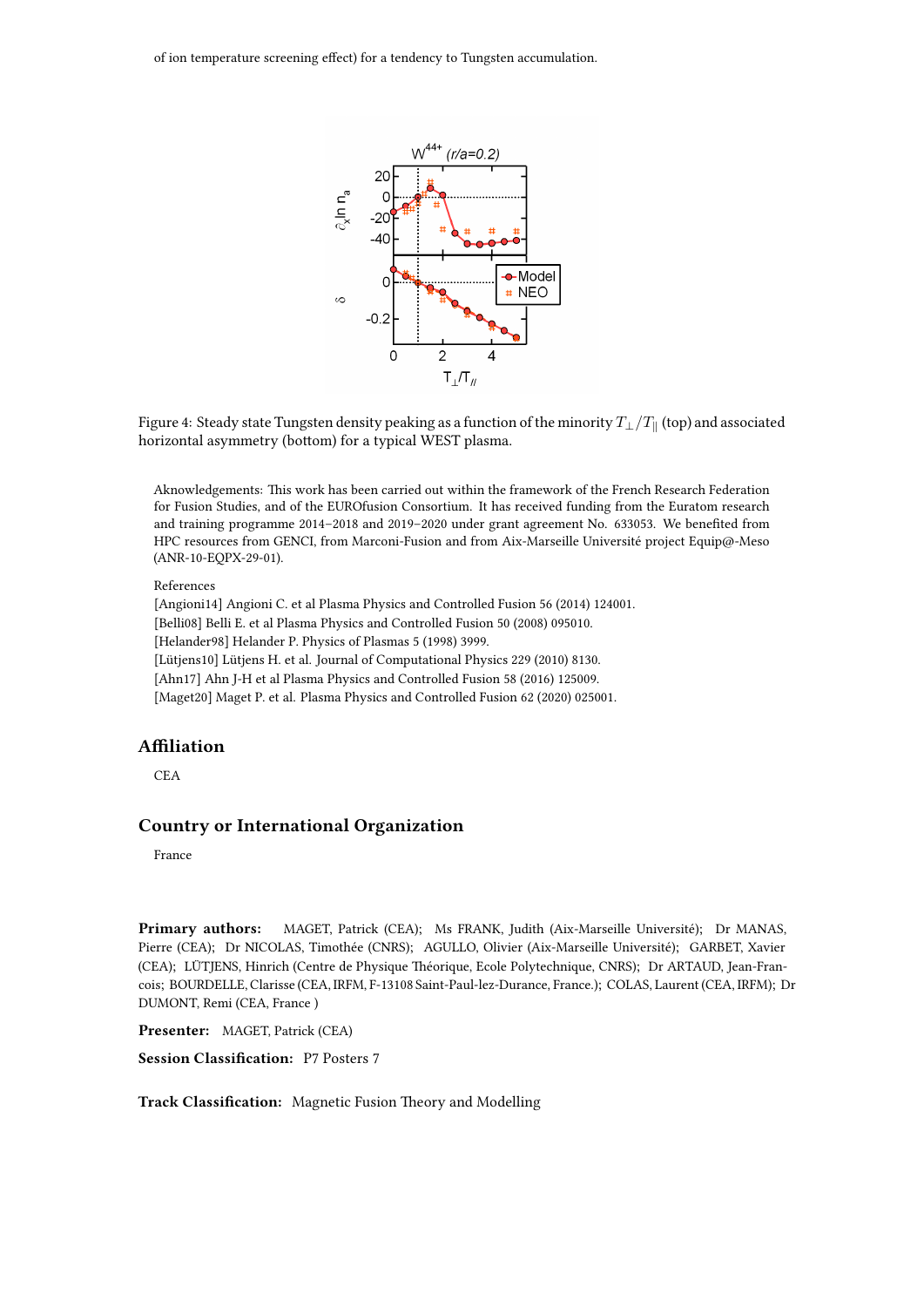of ion temperature screening effect) for a tendency to Tungsten accumulation.

$W^{44+}$ (r/a=0.2)

$\partial_x \ln n_a$

20
0
-20
-40

$\delta$

0
-0.2

Model
NEO

0
2
4

$T_\perp/T_{//}$

Figure 4: Steady state Tungsten density peaking as a function of the minority $T_\perp/T_\parallel$ (top) and associated horizontal asymmetry (bottom) for a typical WEST plasma.

Aknowledgements: This work has been carried out within the framework of the French Research Federation for Fusion Studies, and of the EUROfusion Consortium. It has received funding from the Euratom research and training programme 2014–2018 and 2019–2020 under grant agreement No. 633053. We benefited from HPC resources from GENCI, from Marconi-Fusion and from Aix-Marseille Université project Equip@-Meso (ANR-10-EQPX-29-01).

References

[Angioni14] Angioni C. et al Plasma Physics and Controlled Fusion 56 (2014) 124001.

[Belli08] Belli E. et al Plasma Physics and Controlled Fusion 50 (2008) 095010.

[Helander98] Helander P. Physics of Plasmas 5 (1998) 3999.

[Lütjens10] Lütjens H. et al. Journal of Computational Physics 229 (2010) 8130.

[Ahn17] Ahn J-H et al Plasma Physics and Controlled Fusion 58 (2016) 125009.

[Maget20] Maget P. et al. Plasma Physics and Controlled Fusion 62 (2020) 025001.

## Affiliation

CEA

## Country or International Organization

France

**Primary authors:** MAGET, Patrick (CEA); Ms FRANK, Judith (Aix-Marseille Université); Dr MANAS, Pierre (CEA); Dr NICOLAS, Timothée (CNRS); AGULLO, Olivier (Aix-Marseille Université); GARBET, Xavier (CEA); LÜTJENS, Hinrich (Centre de Physique Théorique, Ecole Polytechnique, CNRS); Dr ARTAUD, Jean-Francois; BOURDELLE, Clarisse (CEA, IRFM, F-13108 Saint-Paul-lez-Durance, France.); COLAS, Laurent (CEA, IRFM); Dr DUMONT, Remi (CEA, France )

**Presenter:** MAGET, Patrick (CEA)

**Session Classification:** P7 Posters 7

**Track Classification:** Magnetic Fusion Theory and Modelling